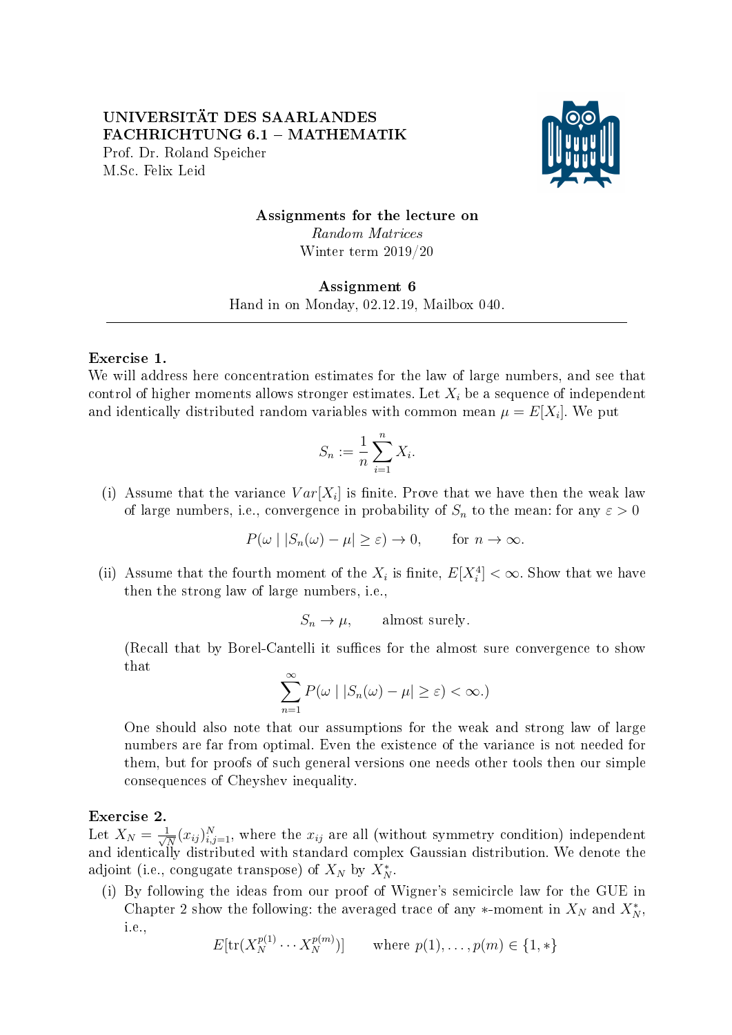UNIVERSITÄT DES SAARLANDES
FACHRICHTUNG 6.1 – MATHEMATIK
Prof. Dr. Roland Speicher
M.Sc. Felix Leid

**Assignments for the lecture on**
*Random Matrices*
Winter term 2019/20

**Assignment 6**
Hand in on Monday, 02.12.19, Mailbox 040.

---

**Exercise 1.**
We will address here concentration estimates for the law of large numbers, and see that control of higher moments allows stronger estimates. Let $X_i$ be a sequence of independent and identically distributed random variables with common mean $\mu = E[X_i]$. We put

$$S_n := \frac{1}{n}\sum_{i=1}^{n} X_i.$$

(i) Assume that the variance $Var[X_i]$ is finite. Prove that we have then the weak law of large numbers, i.e., convergence in probability of $S_n$ to the mean: for any $\varepsilon > 0$

$$P(\omega \mid |S_n(\omega) - \mu| \geq \varepsilon) \to 0, \qquad \text{for } n \to \infty.$$

(ii) Assume that the fourth moment of the $X_i$ is finite, $E[X_i^4] < \infty$. Show that we have then the strong law of large numbers, i.e.,

$$S_n \to \mu, \qquad \text{almost surely}.$$

(Recall that by Borel-Cantelli it suffices for the almost sure convergence to show that

$$\sum_{n=1}^{\infty} P(\omega \mid |S_n(\omega) - \mu| \geq \varepsilon) < \infty.)$$

One should also note that our assumptions for the weak and strong law of large numbers are far from optimal. Even the existence of the variance is not needed for them, but for proofs of such general versions one needs other tools then our simple consequences of Cheyshev inequality.

**Exercise 2.**
Let $X_N = \frac{1}{\sqrt{N}}(x_{ij})_{i,j=1}^{N}$, where the $x_{ij}$ are all (without symmetry condition) independent and identically distributed with standard complex Gaussian distribution. We denote the adjoint (i.e., congugate transpose) of $X_N$ by $X_N^*$.

(i) By following the ideas from our proof of Wigner's semicircle law for the GUE in Chapter 2 show the following: the averaged trace of any $*$-moment in $X_N$ and $X_N^*$, i.e.,

$$E[\text{tr}(X_N^{p(1)} \cdots X_N^{p(m)})] \qquad \text{where } p(1), \ldots, p(m) \in \{1, *\}$$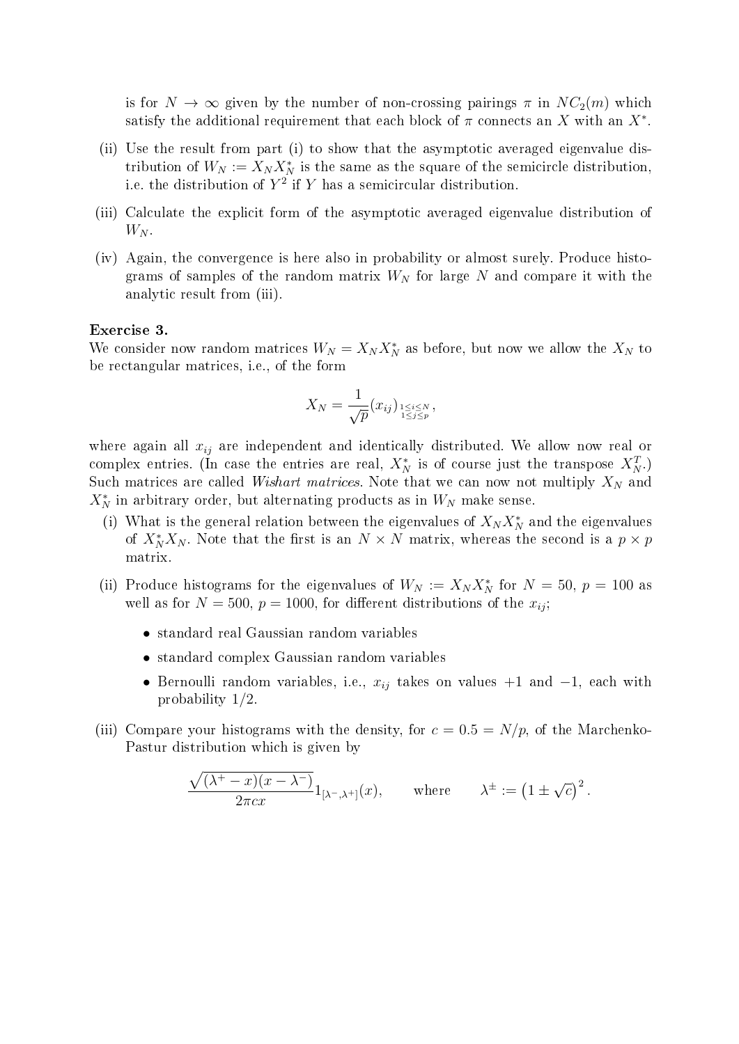is for $N \to \infty$ given by the number of non-crossing pairings $\pi$ in $NC_2(m)$ which satisfy the additional requirement that each block of $\pi$ connects an $X$ with an $X^*$.

(ii) Use the result from part (i) to show that the asymptotic averaged eigenvalue distribution of $W_N := X_N X_N^*$ is the same as the square of the semicircle distribution, i.e. the distribution of $Y^2$ if $Y$ has a semicircular distribution.

(iii) Calculate the explicit form of the asymptotic averaged eigenvalue distribution of $W_N$.

(iv) Again, the convergence is here also in probability or almost surely. Produce histograms of samples of the random matrix $W_N$ for large $N$ and compare it with the analytic result from (iii).

**Exercise 3.**
We consider now random matrices $W_N = X_N X_N^*$ as before, but now we allow the $X_N$ to be rectangular matrices, i.e., of the form

$$X_N = \frac{1}{\sqrt{p}} (x_{ij})_{\substack{1 \le i \le N \\ 1 \le j \le p}},$$

where again all $x_{ij}$ are independent and identically distributed. We allow now real or complex entries. (In case the entries are real, $X_N^*$ is of course just the transpose $X_N^T$.) Such matrices are called *Wishart matrices*. Note that we can now not multiply $X_N$ and $X_N^*$ in arbitrary order, but alternating products as in $W_N$ make sense.

(i) What is the general relation between the eigenvalues of $X_N X_N^*$ and the eigenvalues of $X_N^* X_N$. Note that the first is an $N \times N$ matrix, whereas the second is a $p \times p$ matrix.

(ii) Produce histograms for the eigenvalues of $W_N := X_N X_N^*$ for $N = 50$, $p = 100$ as well as for $N = 500$, $p = 1000$, for different distributions of the $x_{ij}$;

- standard real Gaussian random variables
- standard complex Gaussian random variables
- Bernoulli random variables, i.e., $x_{ij}$ takes on values $+1$ and $-1$, each with probability $1/2$.

(iii) Compare your histograms with the density, for $c = 0.5 = N/p$, of the Marchenko-Pastur distribution which is given by

$$\frac{\sqrt{(\lambda^+ - x)(x - \lambda^-)}}{2\pi c x} 1_{[\lambda^-, \lambda^+]}(x), \qquad \text{where} \qquad \lambda^\pm := \left(1 \pm \sqrt{c}\right)^2.$$